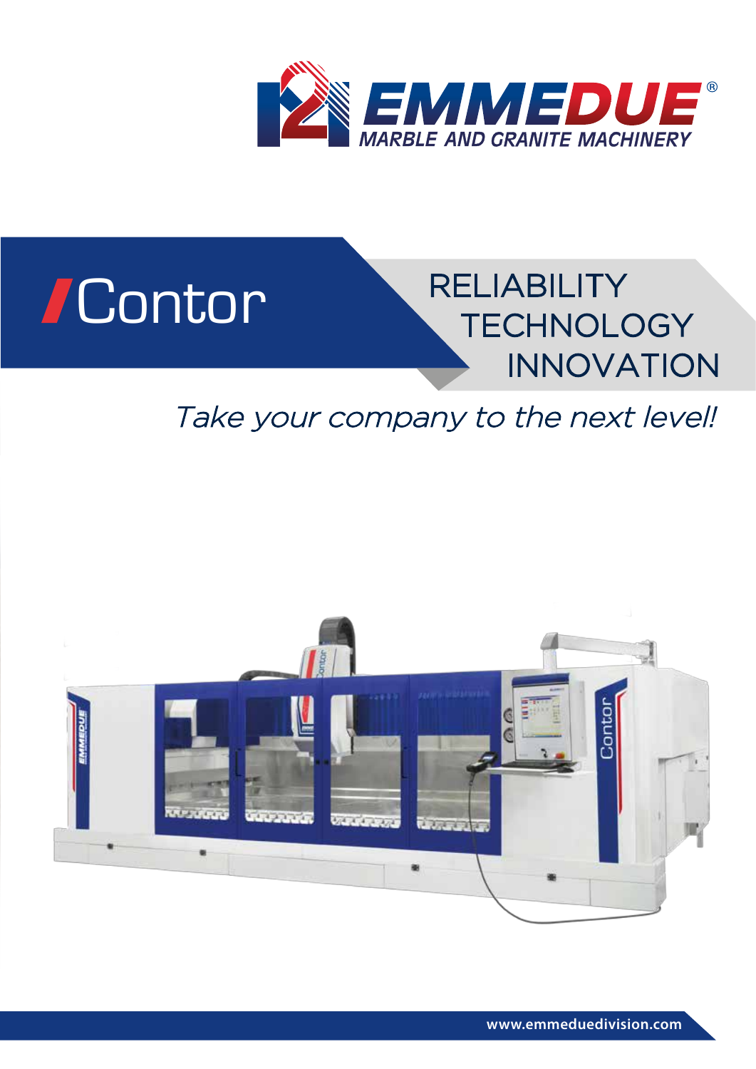# EMMEDUE®

MARBLE AND GRANITE MACHINERY

# Contor

RELIABILITY
TECHNOLOGY
INNOVATION

*Take your company to the next level!*

www.emmeduedivision.com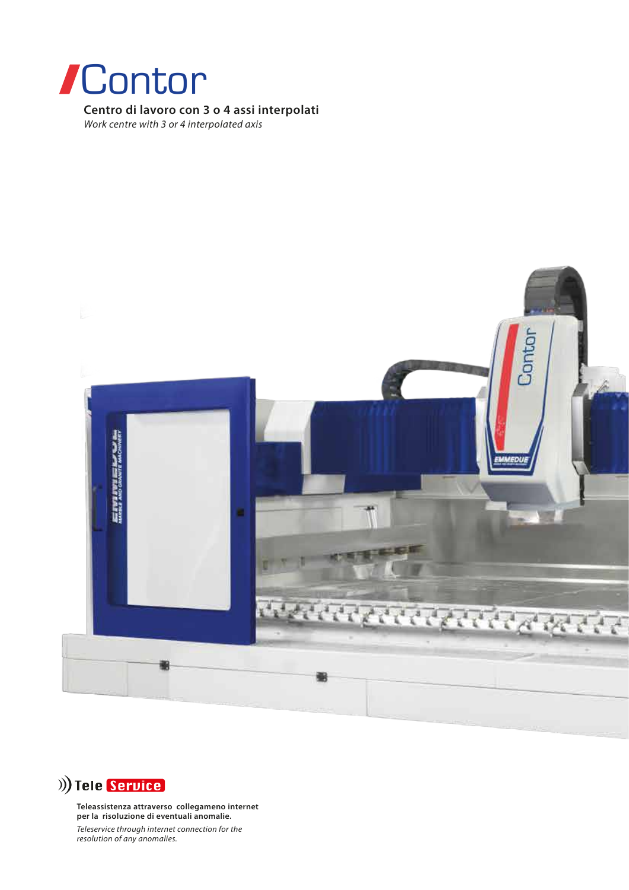# Contor

**Centro di lavoro con 3 o 4 assi interpolati**

*Work centre with 3 or 4 interpolated axis*

## Tele Service

**Teleassistenza attraverso collegameno internet per la risoluzione di eventuali anomalie.**

*Teleservice through internet connection for the resolution of any anomalies.*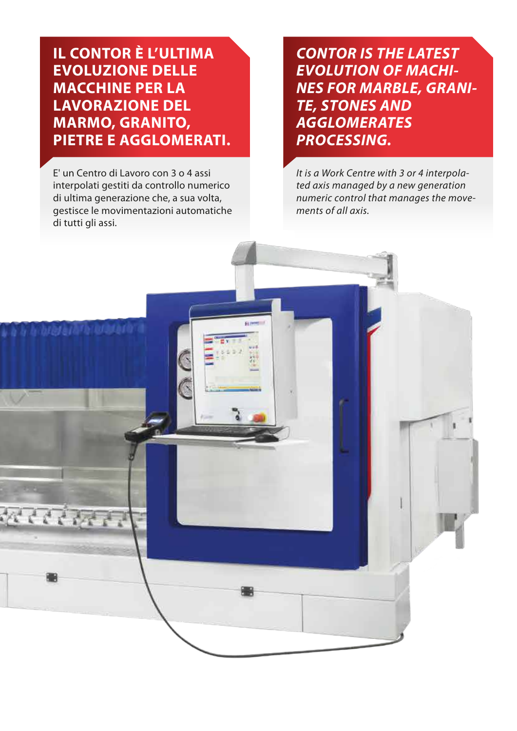## IL CONTOR È L'ULTIMA EVOLUZIONE DELLE MACCHINE PER LA LAVORAZIONE DEL MARMO, GRANITO, PIETRE E AGGLOMERATI.

E' un Centro di Lavoro con 3 o 4 assi interpolati gestiti da controllo numerico di ultima generazione che, a sua volta, gestisce le movimentazioni automatiche di tutti gli assi.

## *CONTOR IS THE LATEST EVOLUTION OF MACHINES FOR MARBLE, GRANITE, STONES AND AGGLOMERATES PROCESSING.*

*It is a Work Centre with 3 or 4 interpolated axis managed by a new generation numeric control that manages the movements of all axis.*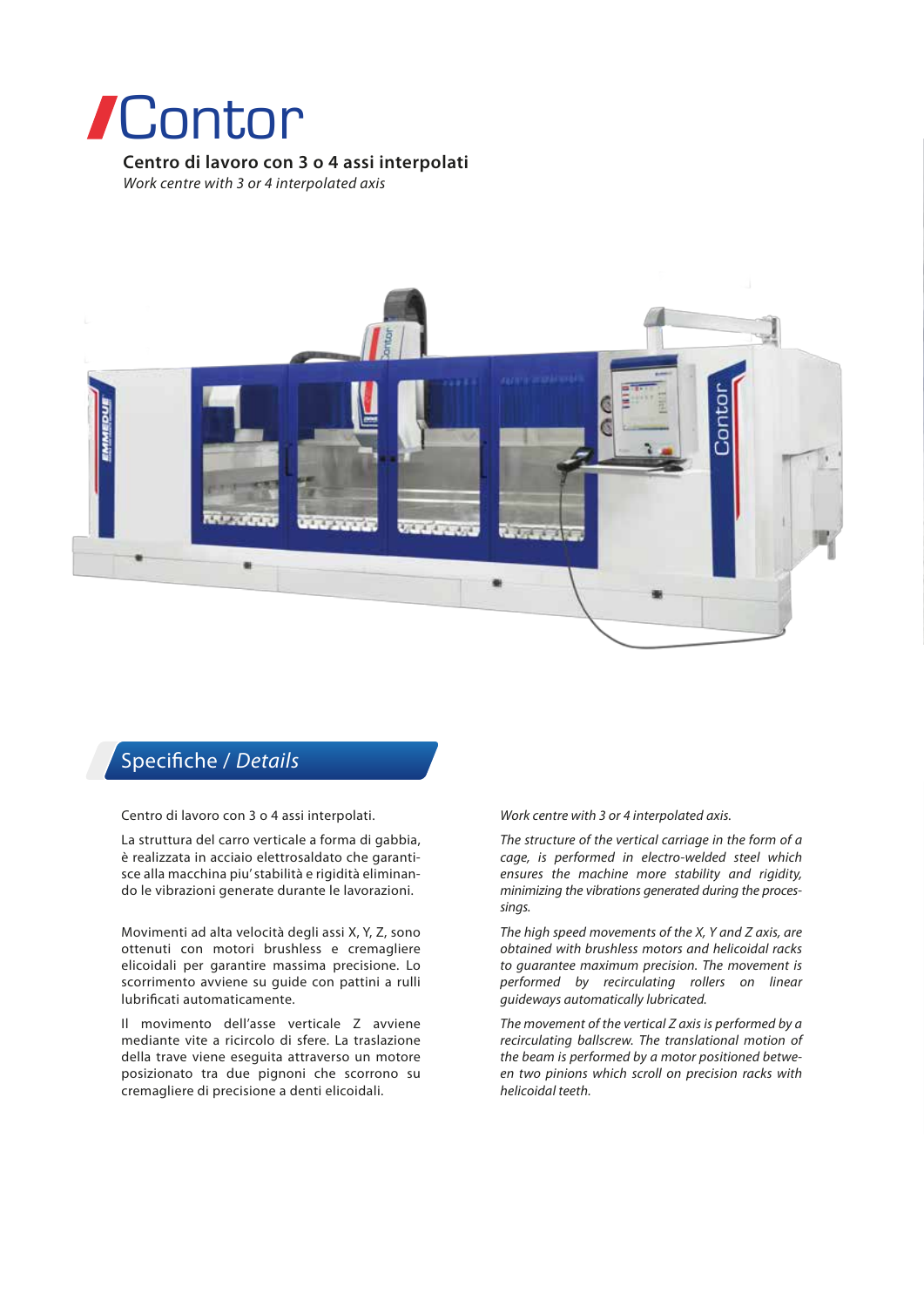# Contor

**Centro di lavoro con 3 o 4 assi interpolati**

*Work centre with 3 or 4 interpolated axis*

## Specifiche / *Details*

Centro di lavoro con 3 o 4 assi interpolati.

La struttura del carro verticale a forma di gabbia, è realizzata in acciaio elettrosaldato che garantisce alla macchina piu' stabilità e rigidità eliminando le vibrazioni generate durante le lavorazioni.

Movimenti ad alta velocità degli assi X, Y, Z, sono ottenuti con motori brushless e cremagliere elicoidali per garantire massima precisione. Lo scorrimento avviene su guide con pattini a rulli lubrificati automaticamente.

Il movimento dell'asse verticale Z avviene mediante vite a ricircolo di sfere. La traslazione della trave viene eseguita attraverso un motore posizionato tra due pignoni che scorrono su cremagliere di precisione a denti elicoidali.

*Work centre with 3 or 4 interpolated axis.*

*The structure of the vertical carriage in the form of a cage, is performed in electro-welded steel which ensures the machine more stability and rigidity, minimizing the vibrations generated during the processings.*

*The high speed movements of the X, Y and Z axis, are obtained with brushless motors and helicoidal racks to guarantee maximum precision. The movement is performed by recirculating rollers on linear guideways automatically lubricated.*

*The movement of the vertical Z axis is performed by a recirculating ballscrew. The translational motion of the beam is performed by a motor positioned between two pinions which scroll on precision racks with helicoidal teeth.*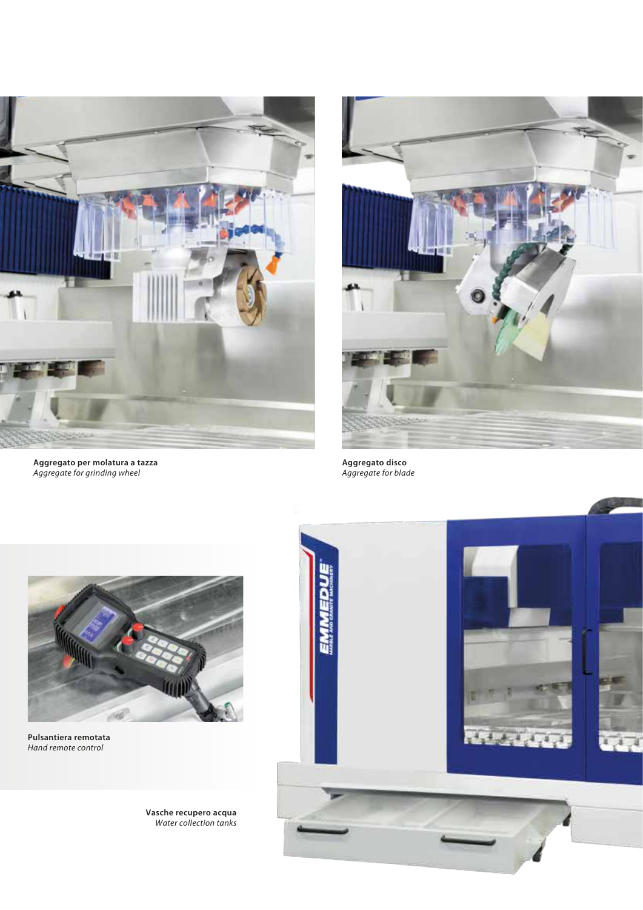**Aggregato per molatura a tazza**
*Aggregate for grinding wheel*

**Aggregato disco**
*Aggregate for blade*

**Pulsantiera remotata**
*Hand remote control*

**Vasche recupero acqua**
*Water collection tanks*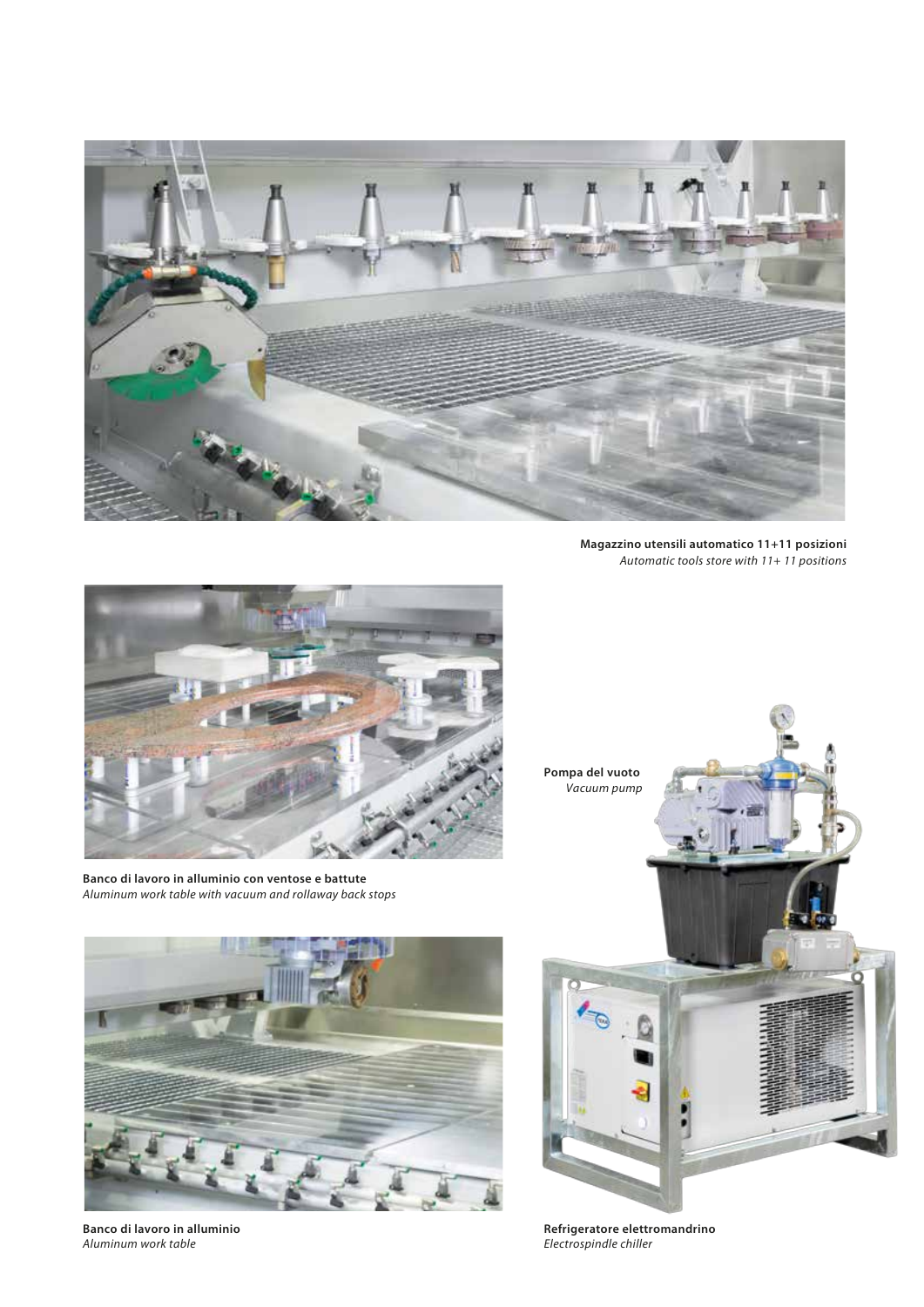**Magazzino utensili automatico 11+11 posizioni**
*Automatic tools store with 11+ 11 positions*

**Banco di lavoro in alluminio con ventose e battute**
*Aluminum work table with vacuum and rollaway back stops*

**Pompa del vuoto**
*Vacuum pump*

**Banco di lavoro in alluminio**
*Aluminum work table*

**Refrigeratore elettromandrino**
*Electrospindle chiller*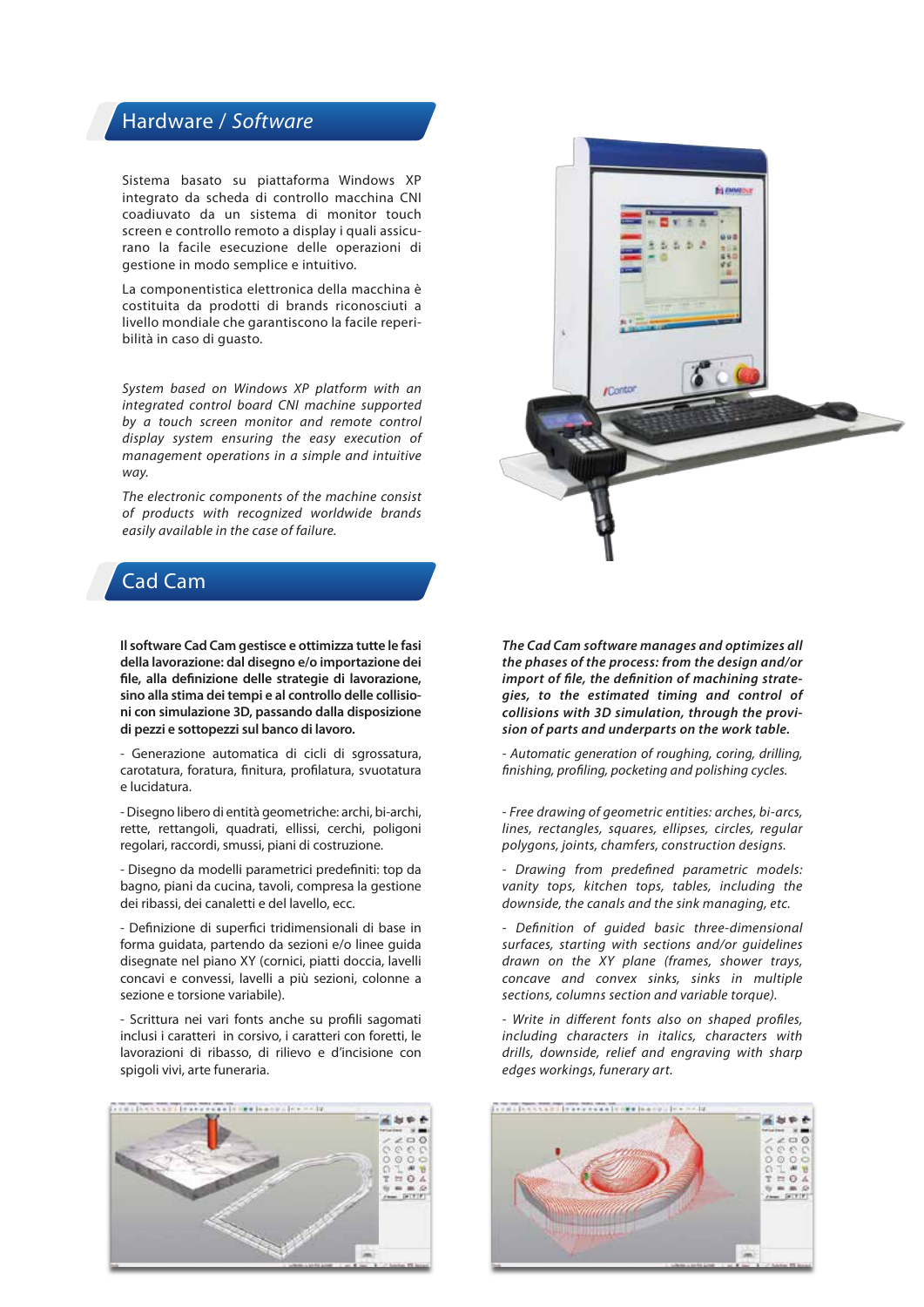## Hardware / *Software*

Sistema basato su piattaforma Windows XP integrato da scheda di controllo macchina CNI coadiuvato da un sistema di monitor touch screen e controllo remoto a display i quali assicurano la facile esecuzione delle operazioni di gestione in modo semplice e intuitivo.

La componentistica elettronica della macchina è costituita da prodotti di brands riconosciuti a livello mondiale che garantiscono la facile reperibilità in caso di guasto.

*System based on Windows XP platform with an integrated control board CNI machine supported by a touch screen monitor and remote control display system ensuring the easy execution of management operations in a simple and intuitive way.*

*The electronic components of the machine consist of products with recognized worldwide brands easily available in the case of failure.*

## Cad Cam

**Il software Cad Cam gestisce e ottimizza tutte le fasi della lavorazione: dal disegno e/o importazione dei file, alla definizione delle strategie di lavorazione, sino alla stima dei tempi e al controllo delle collisioni con simulazione 3D, passando dalla disposizione di pezzi e sottopezzi sul banco di lavoro.**

- Generazione automatica di cicli di sgrossatura, carotatura, foratura, finitura, profilatura, svuotatura e lucidatura.

- Disegno libero di entità geometriche: archi, bi-archi, rette, rettangoli, quadrati, ellissi, cerchi, poligoni regolari, raccordi, smussi, piani di costruzione.

- Disegno da modelli parametrici predefiniti: top da bagno, piani da cucina, tavoli, compresa la gestione dei ribassi, dei canaletti e del lavello, ecc.

- Definizione di superfici tridimensionali di base in forma guidata, partendo da sezioni e/o linee guida disegnate nel piano XY (cornici, piatti doccia, lavelli concavi e convessi, lavelli a più sezioni, colonne a sezione e torsione variabile).

- Scrittura nei vari fonts anche su profili sagomati inclusi i caratteri in corsivo, i caratteri con foretti, le lavorazioni di ribasso, di rilievo e d'incisione con spigoli vivi, arte funeraria.

***The Cad Cam software manages and optimizes all the phases of the process: from the design and/or import of file, the definition of machining strategies, to the estimated timing and control of collisions with 3D simulation, through the provision of parts and underparts on the work table.***

*- Automatic generation of roughing, coring, drilling, finishing, profiling, pocketing and polishing cycles.*

*- Free drawing of geometric entities: arches, bi-arcs, lines, rectangles, squares, ellipses, circles, regular polygons, joints, chamfers, construction designs.*

*- Drawing from predefined parametric models: vanity tops, kitchen tops, tables, including the downside, the canals and the sink managing, etc.*

*- Definition of guided basic three-dimensional surfaces, starting with sections and/or guidelines drawn on the XY plane (frames, shower trays, concave and convex sinks, sinks in multiple sections, columns section and variable torque).*

*- Write in different fonts also on shaped profiles, including characters in italics, characters with drills, downside, relief and engraving with sharp edges workings, funerary art.*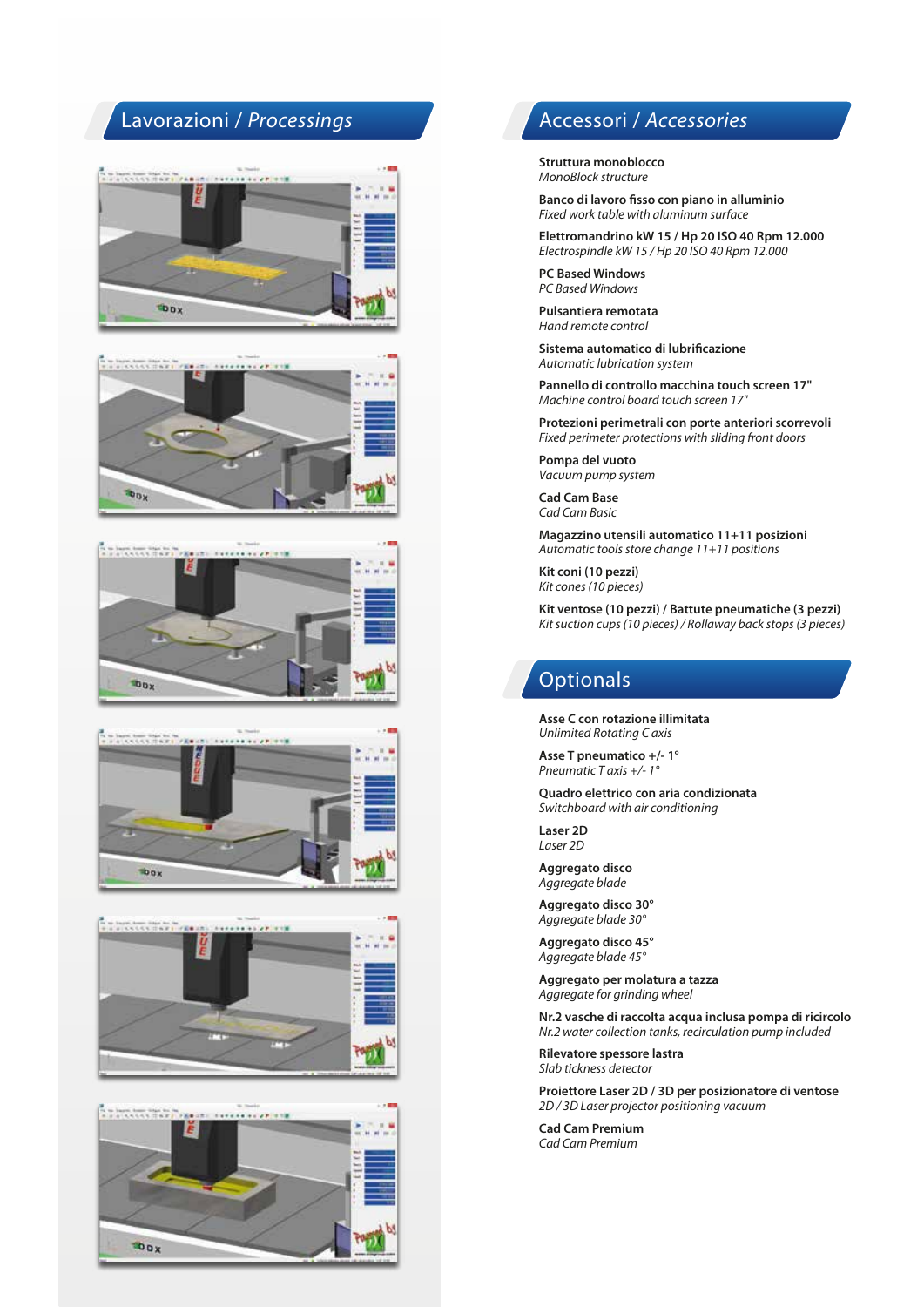## Lavorazioni / *Processings*

## Accessori / *Accessories*

**Struttura monoblocco**
*MonoBlock structure*

**Banco di lavoro fisso con piano in alluminio**
*Fixed work table with aluminum surface*

**Elettromandrino kW 15 / Hp 20 ISO 40 Rpm 12.000**
*Electrospindle kW 15 / Hp 20 ISO 40 Rpm 12.000*

**PC Based Windows**
*PC Based Windows*

**Pulsantiera remotata**
*Hand remote control*

**Sistema automatico di lubrificazione**
*Automatic lubrication system*

**Pannello di controllo macchina touch screen 17"**
*Machine control board touch screen 17"*

**Protezioni perimetrali con porte anteriori scorrevoli**
*Fixed perimeter protections with sliding front doors*

**Pompa del vuoto**
*Vacuum pump system*

**Cad Cam Base**
*Cad Cam Basic*

**Magazzino utensili automatico 11+11 posizioni**
*Automatic tools store change 11+11 positions*

**Kit coni (10 pezzi)**
*Kit cones (10 pieces)*

**Kit ventose (10 pezzi) / Battute pneumatiche (3 pezzi)**
*Kit suction cups (10 pieces) / Rollaway back stops (3 pieces)*

## Optionals

**Asse C con rotazione illimitata**
*Unlimited Rotating C axis*

**Asse T pneumatico +/- 1°**
*Pneumatic T axis +/- 1°*

**Quadro elettrico con aria condizionata**
*Switchboard with air conditioning*

**Laser 2D**
*Laser 2D*

**Aggregato disco**
*Aggregate blade*

**Aggregato disco 30°**
*Aggregate blade 30°*

**Aggregato disco 45°**
*Aggregate blade 45°*

**Aggregato per molatura a tazza**
*Aggregate for grinding wheel*

**Nr.2 vasche di raccolta acqua inclusa pompa di ricircolo**
*Nr.2 water collection tanks, recirculation pump included*

**Rilevatore spessore lastra**
*Slab tickness detector*

**Proiettore Laser 2D / 3D per posizionatore di ventose**
*2D / 3D Laser projector positioning vacuum*

**Cad Cam Premium**
*Cad Cam Premium*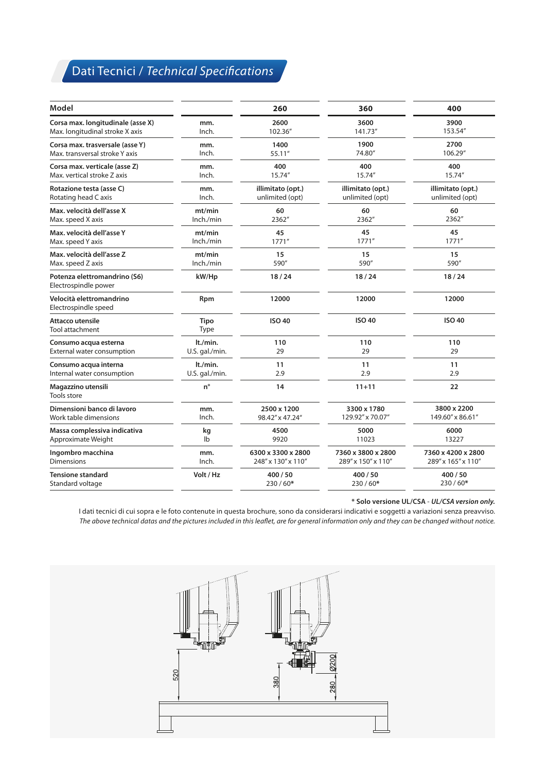## Dati Tecnici / *Technical Specifications*

| Model | | 260 | 360 | 400 |
|---|---|---|---|---|
| **Corsa max. longitudinale (asse X)**<br>Max. longitudinal stroke X axis | **mm.**<br>Inch. | **2600**<br>102.36″ | **3600**<br>141.73″ | **3900**<br>153.54″ |
| **Corsa max. trasversale (asse Y)**<br>Max. transversal stroke Y axis | **mm.**<br>Inch. | **1400**<br>55.11″ | **1900**<br>74.80″ | **2700**<br>106.29″ |
| **Corsa max. verticale (asse Z)**<br>Max. vertical stroke Z axis | **mm.**<br>Inch. | **400**<br>15.74″ | **400**<br>15.74″ | **400**<br>15.74″ |
| **Rotazione testa (asse C)**<br>Rotating head C axis | **mm.**<br>Inch. | **illimitato (opt.)**<br>unlimited (opt) | **illimitato (opt.)**<br>unlimited (opt) | **illimitato (opt.)**<br>unlimited (opt) |
| **Max. velocità dell'asse X**<br>Max. speed X axis | **mt/min**<br>Inch./min | **60**<br>2362″ | **60**<br>2362″ | **60**<br>2362″ |
| **Max. velocità dell'asse Y**<br>Max. speed Y axis | **mt/min**<br>Inch./min | **45**<br>1771″ | **45**<br>1771″ | **45**<br>1771″ |
| **Max. velocità dell'asse Z**<br>Max. speed Z axis | **mt/min**<br>Inch./min | **15**<br>590″ | **15**<br>590″ | **15**<br>590″ |
| **Potenza elettromandrino (S6)**<br>Electrospindle power | **kW/Hp** | **18 / 24** | **18 / 24** | **18 / 24** |
| **Velocità elettromandrino**<br>Electrospindle speed | **Rpm** | **12000** | **12000** | **12000** |
| **Attacco utensile**<br>Tool attachment | **Tipo**<br>Type | **ISO 40** | **ISO 40** | **ISO 40** |
| **Consumo acqua esterna**<br>External water consumption | **lt./min.**<br>U.S. gal./min. | **110**<br>29 | **110**<br>29 | **110**<br>29 |
| **Consumo acqua interna**<br>Internal water consumption | **lt./min.**<br>U.S. gal./min. | **11**<br>2.9 | **11**<br>2.9 | **11**<br>2.9 |
| **Magazzino utensili**<br>Tools store | **n°** | **14** | **11+11** | **22** |
| **Dimensioni banco di lavoro**<br>Work table dimensions | **mm.**<br>Inch. | **2500 x 1200**<br>98.42″ x 47.24″ | **3300 x 1780**<br>129.92″ x 70.07″ | **3800 x 2200**<br>149.60″ x 86.61″ |
| **Massa complessiva indicativa**<br>Approximate Weight | **kg**<br>lb | **4500**<br>9920 | **5000**<br>11023 | **6000**<br>13227 |
| **Ingombro macchina**<br>Dimensions | **mm.**<br>Inch. | **6300 x 3300 x 2800**<br>248″ x 130″ x 110″ | **7360 x 3800 x 2800**<br>289″ x 150″ x 110″ | **7360 x 4200 x 2800**<br>289″ x 165″ x 110″ |
| **Tensione standard**<br>Standard voltage | **Volt / Hz** | **400 / 50**<br>230 / 60* | **400 / 50**<br>230 / 60* | **400 / 50**<br>230 / 60* |

**\* Solo versione UL/CSA** - ***UL/CSA version only.***

I dati tecnici di cui sopra e le foto contenute in questa brochure, sono da considerarsi indicativi e soggetti a variazioni senza preavviso.
*The above technical datas and the pictures included in this leaflet, are for general information only and they can be changed without notice.*

520 380 Ø200 280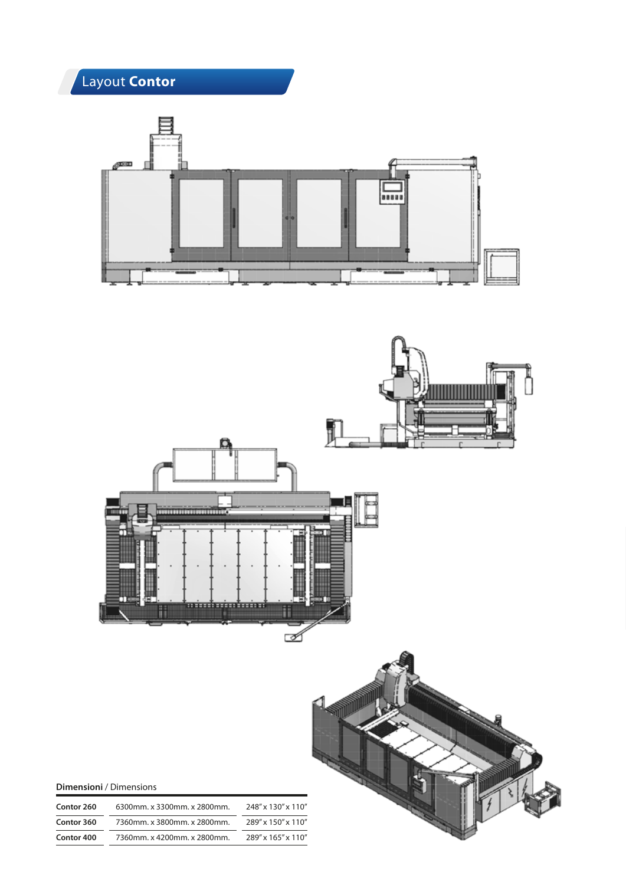## Layout **Contor**

**Dimensioni** / Dimensions

| | | |
|---|---|---|
| **Contor 260** | 6300mm. x 3300mm. x 2800mm. | 248" x 130" x 110" |
| **Contor 360** | 7360mm. x 3800mm. x 2800mm. | 289" x 150" x 110" |
| **Contor 400** | 7360mm. x 4200mm. x 2800mm. | 289" x 165" x 110" |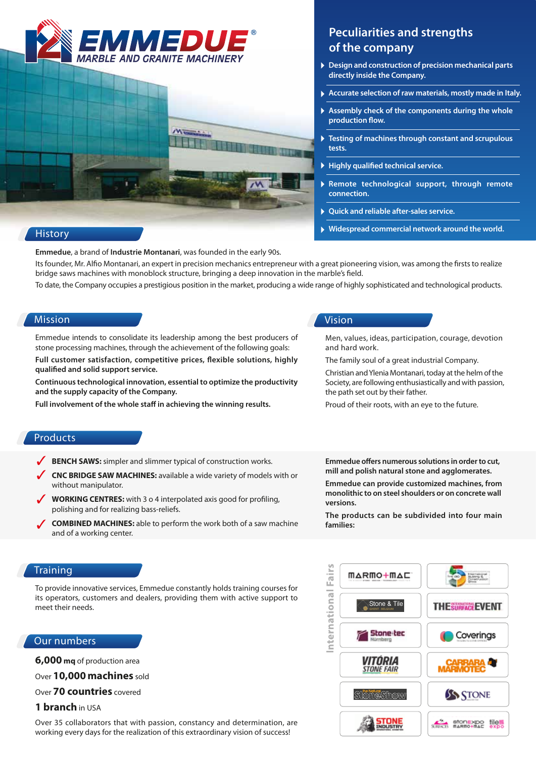# EMMEDUE®
MARBLE AND GRANITE MACHINERY

## Peculiarities and strengths of the company

- Design and construction of precision mechanical parts directly inside the Company.
- Accurate selection of raw materials, mostly made in Italy.
- Assembly check of the components during the whole production flow.
- Testing of machines through constant and scrupulous tests.
- Highly qualified technical service.
- Remote technological support, through remote connection.
- Quick and reliable after-sales service.
- Widespread commercial network around the world.

## History

**Emmedue**, a brand of **Industrie Montanari**, was founded in the early 90s.

Its founder, Mr. Alfio Montanari, an expert in precision mechanics entrepreneur with a great pioneering vision, was among the firsts to realize bridge saws machines with monoblock structure, bringing a deep innovation in the marble's field.

To date, the Company occupies a prestigious position in the market, producing a wide range of highly sophisticated and technological products.

## Mission

Emmedue intends to consolidate its leadership among the best producers of stone processing machines, through the achievement of the following goals:

**Full customer satisfaction, competitive prices, flexible solutions, highly qualified and solid support service.**

**Continuous technological innovation, essential to optimize the productivity and the supply capacity of the Company.**

**Full involvement of the whole staff in achieving the winning results.**

## Vision

Men, values, ideas, participation, courage, devotion and hard work.

The family soul of a great industrial Company.

Christian and Ylenia Montanari, today at the helm of the Society, are following enthusiastically and with passion, the path set out by their father.

Proud of their roots, with an eye to the future.

## Products

**Emmedue offers numerous solutions in order to cut, mill and polish natural stone and agglomerates.**

**Emmedue can provide customized machines, from monolithic to on steel shoulders or on concrete wall versions.**

**The products can be subdivided into four main families:**

- **BENCH SAWS:** simpler and slimmer typical of construction works.
- **CNC BRIDGE SAW MACHINES:** available a wide variety of models with or without manipulator.
- **WORKING CENTRES:** with 3 o 4 interpolated axis good for profiling, polishing and for realizing bass-reliefs.
- **COMBINED MACHINES:** able to perform the work both of a saw machine and of a working center.

## Training

To provide innovative services, Emmedue constantly holds training courses for its operators, customers and dealers, providing them with active support to meet their needs.

## Our numbers

**6,000 mq** of production area

Over **10,000 machines** sold

Over **70 countries** covered

**1 branch** in USA

Over 35 collaborators that with passion, constancy and determination, are working every days for the realization of this extraordinary vision of success!

## International Fairs

MARMO+MAC · The Big 5 · Stone & Tile · THE INTERNATIONAL SURFACE EVENT · Stone+tec Nürnberg · Coverings · VITÓRIA STONE FAIR · CARRARA MARMOTEC · The Natural StoneShow · STONE · STONE INDUSTRY · Surfaces · stonexpo marmo+mac · tile expo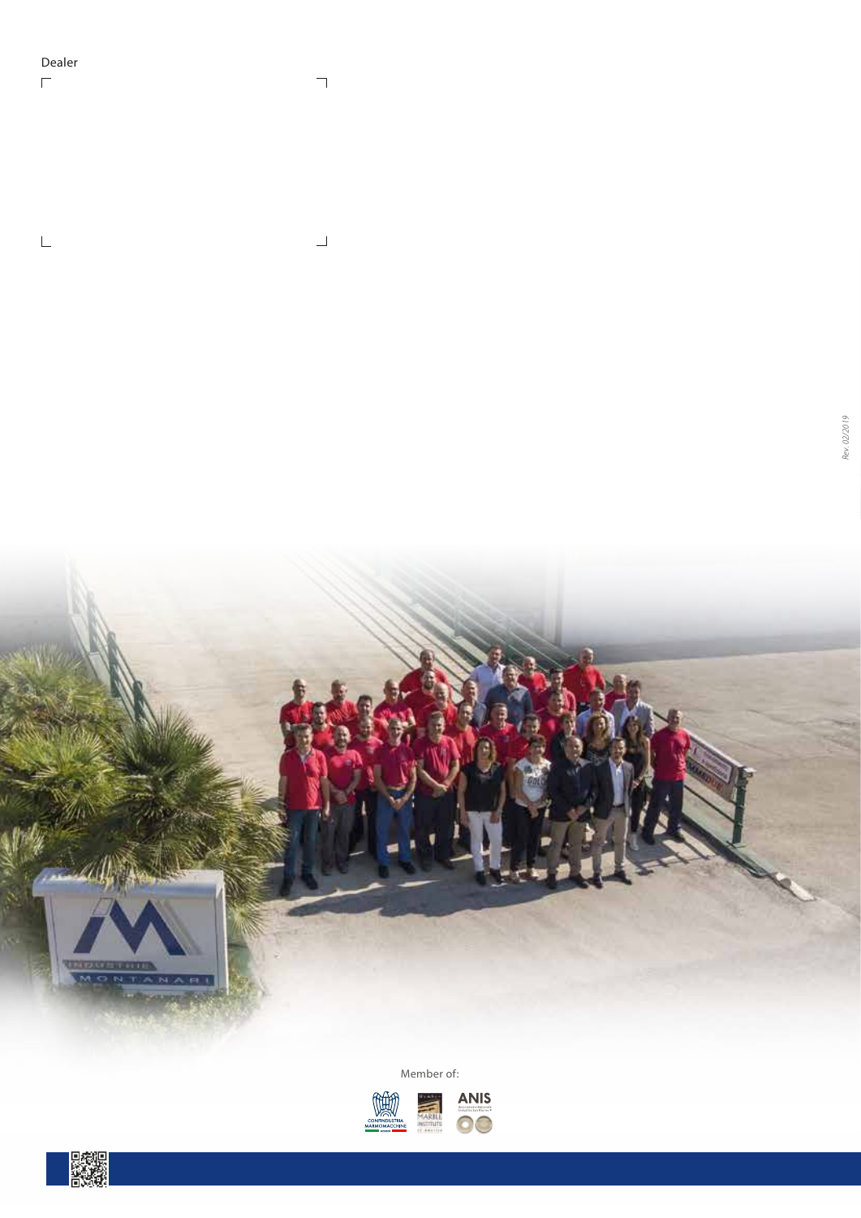Dealer

Rev. 02/2019

Member of: